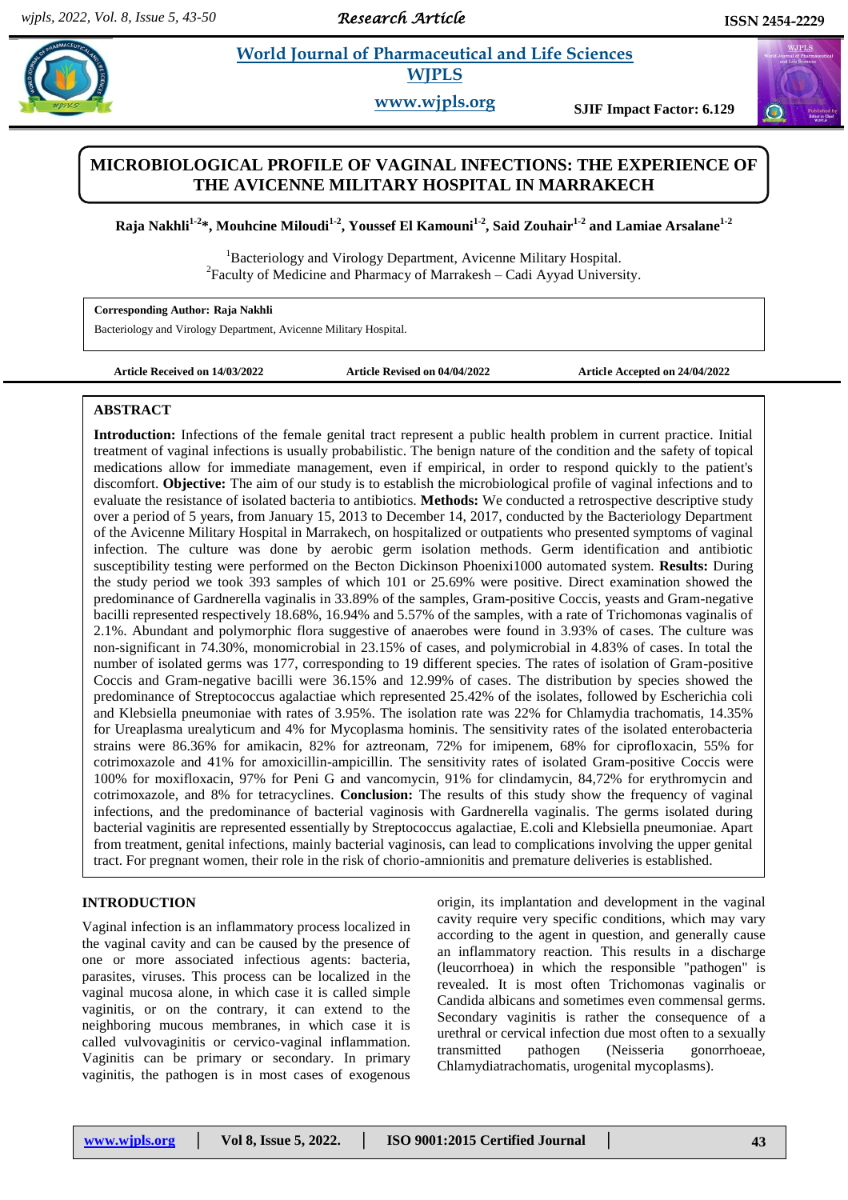# MICROBIOLOGICAL PROFILE OF VAGINAL INFECTIONS: THE EXPERIENCE OF THE AVICENNE MILITARY HOSPITAL IN MARRAKECH

**Raja Nakhli[1-2]*, Mouhcine Miloudi[1-2], Youssef El Kamouni[1-2], Said Zouhair[1-2] and Lamiae Arsalane[1-2]**

[1]Bacteriology and Virology Department, Avicenne Military Hospital.
[2]Faculty of Medicine and Pharmacy of Marrakesh – Cadi Ayyad University.

**Corresponding Author: Raja Nakhli**
Bacteriology and Virology Department, Avicenne Military Hospital.

**Article Received on 14/03/2022** **Article Revised on 04/04/2022** **Article Accepted on 24/04/2022**

## ABSTRACT

**Introduction:** Infections of the female genital tract represent a public health problem in current practice. Initial treatment of vaginal infections is usually probabilistic. The benign nature of the condition and the safety of topical medications allow for immediate management, even if empirical, in order to respond quickly to the patient's discomfort. **Objective:** The aim of our study is to establish the microbiological profile of vaginal infections and to evaluate the resistance of isolated bacteria to antibiotics. **Methods:** We conducted a retrospective descriptive study over a period of 5 years, from January 15, 2013 to December 14, 2017, conducted by the Bacteriology Department of the Avicenne Military Hospital in Marrakech, on hospitalized or outpatients who presented symptoms of vaginal infection. The culture was done by aerobic germ isolation methods. Germ identification and antibiotic susceptibility testing were performed on the Becton Dickinson Phoenixi1000 automated system. **Results:** During the study period we took 393 samples of which 101 or 25.69% were positive. Direct examination showed the predominance of Gardnerella vaginalis in 33.89% of the samples, Gram-positive Coccis, yeasts and Gram-negative bacilli represented respectively 18.68%, 16.94% and 5.57% of the samples, with a rate of Trichomonas vaginalis of 2.1%. Abundant and polymorphic flora suggestive of anaerobes were found in 3.93% of cases. The culture was non-significant in 74.30%, monomicrobial in 23.15% of cases, and polymicrobial in 4.83% of cases. In total the number of isolated germs was 177, corresponding to 19 different species. The rates of isolation of Gram-positive Coccis and Gram-negative bacilli were 36.15% and 12.99% of cases. The distribution by species showed the predominance of Streptococcus agalactiae which represented 25.42% of the isolates, followed by Escherichia coli and Klebsiella pneumoniae with rates of 3.95%. The isolation rate was 22% for Chlamydia trachomatis, 14.35% for Ureaplasma urealyticum and 4% for Mycoplasma hominis. The sensitivity rates of the isolated enterobacteria strains were 86.36% for amikacin, 82% for aztreonam, 72% for imipenem, 68% for ciprofloxacin, 55% for cotrimoxazole and 41% for amoxicillin-ampicillin. The sensitivity rates of isolated Gram-positive Coccis were 100% for moxifloxacin, 97% for Peni G and vancomycin, 91% for clindamycin, 84,72% for erythromycin and cotrimoxazole, and 8% for tetracyclines. **Conclusion:** The results of this study show the frequency of vaginal infections, and the predominance of bacterial vaginosis with Gardnerella vaginalis. The germs isolated during bacterial vaginitis are represented essentially by Streptococcus agalactiae, E.coli and Klebsiella pneumoniae. Apart from treatment, genital infections, mainly bacterial vaginosis, can lead to complications involving the upper genital tract. For pregnant women, their role in the risk of chorio-amnionitis and premature deliveries is established.

## INTRODUCTION

Vaginal infection is an inflammatory process localized in the vaginal cavity and can be caused by the presence of one or more associated infectious agents: bacteria, parasites, viruses. This process can be localized in the vaginal mucosa alone, in which case it is called simple vaginitis, or on the contrary, it can extend to the neighboring mucous membranes, in which case it is called vulvovaginitis or cervico-vaginal inflammation. Vaginitis can be primary or secondary. In primary vaginitis, the pathogen is in most cases of exogenous origin, its implantation and development in the vaginal cavity require very specific conditions, which may vary according to the agent in question, and generally cause an inflammatory reaction. This results in a discharge (leucorrhoea) in which the responsible "pathogen" is revealed. It is most often Trichomonas vaginalis or Candida albicans and sometimes even commensal germs. Secondary vaginitis is rather the consequence of a urethral or cervical infection due most often to a sexually transmitted pathogen (Neisseria gonorrhoeae, Chlamydiatrachomatis, urogenital mycoplasms).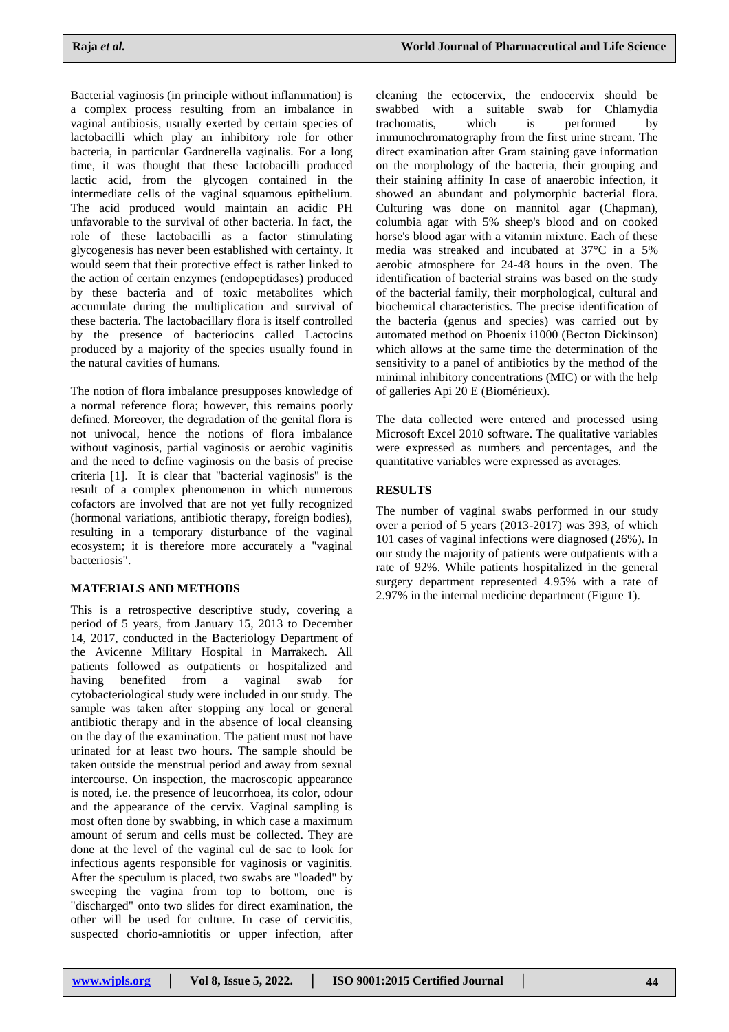Bacterial vaginosis (in principle without inflammation) is a complex process resulting from an imbalance in vaginal antibiosis, usually exerted by certain species of lactobacilli which play an inhibitory role for other bacteria, in particular Gardnerella vaginalis. For a long time, it was thought that these lactobacilli produced lactic acid, from the glycogen contained in the intermediate cells of the vaginal squamous epithelium. The acid produced would maintain an acidic PH unfavorable to the survival of other bacteria. In fact, the role of these lactobacilli as a factor stimulating glycogenesis has never been established with certainty. It would seem that their protective effect is rather linked to the action of certain enzymes (endopeptidases) produced by these bacteria and of toxic metabolites which accumulate during the multiplication and survival of these bacteria. The lactobacillary flora is itself controlled by the presence of bacteriocins called Lactocins produced by a majority of the species usually found in the natural cavities of humans.

The notion of flora imbalance presupposes knowledge of a normal reference flora; however, this remains poorly defined. Moreover, the degradation of the genital flora is not univocal, hence the notions of flora imbalance without vaginosis, partial vaginosis or aerobic vaginitis and the need to define vaginosis on the basis of precise criteria [1]. It is clear that "bacterial vaginosis" is the result of a complex phenomenon in which numerous cofactors are involved that are not yet fully recognized (hormonal variations, antibiotic therapy, foreign bodies), resulting in a temporary disturbance of the vaginal ecosystem; it is therefore more accurately a "vaginal bacteriosis".

## MATERIALS AND METHODS

This is a retrospective descriptive study, covering a period of 5 years, from January 15, 2013 to December 14, 2017, conducted in the Bacteriology Department of the Avicenne Military Hospital in Marrakech. All patients followed as outpatients or hospitalized and having benefited from a vaginal swab for cytobacteriological study were included in our study. The sample was taken after stopping any local or general antibiotic therapy and in the absence of local cleansing on the day of the examination. The patient must not have urinated for at least two hours. The sample should be taken outside the menstrual period and away from sexual intercourse. On inspection, the macroscopic appearance is noted, i.e. the presence of leucorrhoea, its color, odour and the appearance of the cervix. Vaginal sampling is most often done by swabbing, in which case a maximum amount of serum and cells must be collected. They are done at the level of the vaginal cul de sac to look for infectious agents responsible for vaginosis or vaginitis. After the speculum is placed, two swabs are "loaded" by sweeping the vagina from top to bottom, one is "discharged" onto two slides for direct examination, the other will be used for culture. In case of cervicitis, suspected chorio-amniotitis or upper infection, after cleaning the ectocervix, the endocervix should be swabbed with a suitable swab for Chlamydia trachomatis, which is performed by immunochromatography from the first urine stream. The direct examination after Gram staining gave information on the morphology of the bacteria, their grouping and their staining affinity In case of anaerobic infection, it showed an abundant and polymorphic bacterial flora. Culturing was done on mannitol agar (Chapman), columbia agar with 5% sheep's blood and on cooked horse's blood agar with a vitamin mixture. Each of these media was streaked and incubated at 37°C in a 5% aerobic atmosphere for 24-48 hours in the oven. The identification of bacterial strains was based on the study of the bacterial family, their morphological, cultural and biochemical characteristics. The precise identification of the bacteria (genus and species) was carried out by automated method on Phoenix i1000 (Becton Dickinson) which allows at the same time the determination of the sensitivity to a panel of antibiotics by the method of the minimal inhibitory concentrations (MIC) or with the help of galleries Api 20 E (Biomérieux).

The data collected were entered and processed using Microsoft Excel 2010 software. The qualitative variables were expressed as numbers and percentages, and the quantitative variables were expressed as averages.

## RESULTS

The number of vaginal swabs performed in our study over a period of 5 years (2013-2017) was 393, of which 101 cases of vaginal infections were diagnosed (26%). In our study the majority of patients were outpatients with a rate of 92%. While patients hospitalized in the general surgery department represented 4.95% with a rate of 2.97% in the internal medicine department (Figure 1).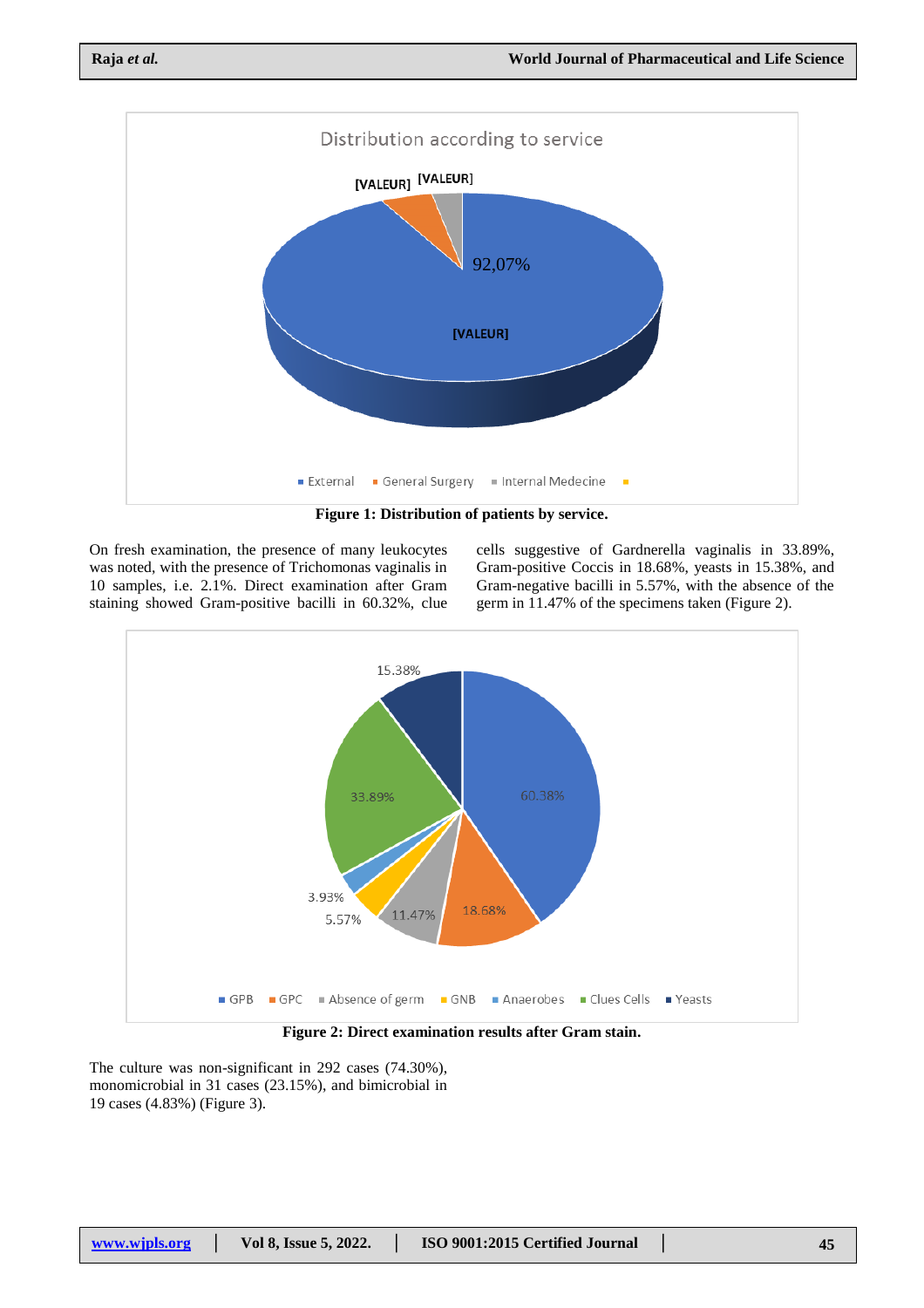Figure 1: Distribution of patients by service.

On fresh examination, the presence of many leukocytes was noted, with the presence of Trichomonas vaginalis in 10 samples, i.e. 2.1%. Direct examination after Gram staining showed Gram-positive bacilli in 60.32%, clue cells suggestive of Gardnerella vaginalis in 33.89%, Gram-positive Coccis in 18.68%, yeasts in 15.38%, and Gram-negative bacilli in 5.57%, with the absence of the germ in 11.47% of the specimens taken (Figure 2).

Figure 2: Direct examination results after Gram stain.

The culture was non-significant in 292 cases (74.30%), monomicrobial in 31 cases (23.15%), and bimicrobial in 19 cases (4.83%) (Figure 3).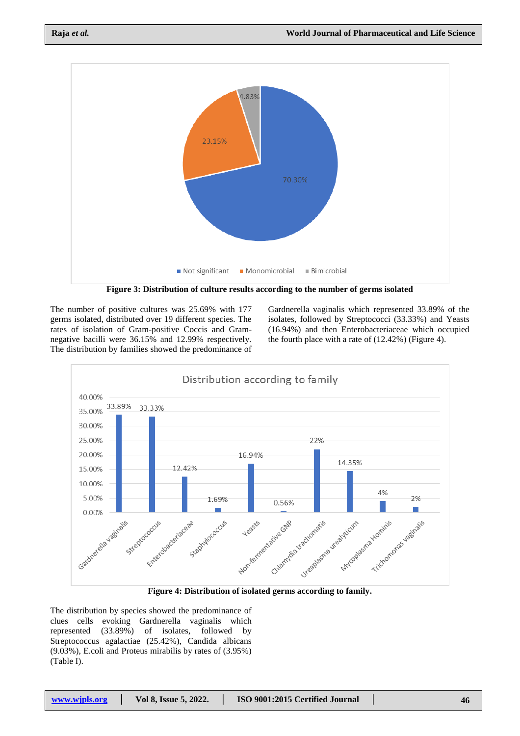Figure 3: Distribution of culture results according to the number of germs isolated

The number of positive cultures was 25.69% with 177 germs isolated, distributed over 19 different species. The rates of isolation of Gram-positive Coccis and Gram-negative bacilli were 36.15% and 12.99% respectively. The distribution by families showed the predominance of Gardnerella vaginalis which represented 33.89% of the isolates, followed by Streptococci (33.33%) and Yeasts (16.94%) and then Enterobacteriaceae which occupied the fourth place with a rate of (12.42%) (Figure 4).

Figure 4: Distribution of isolated germs according to family.

The distribution by species showed the predominance of clues cells evoking Gardnerella vaginalis which represented (33.89%) of isolates, followed by Streptococcus agalactiae (25.42%), Candida albicans (9.03%), E.coli and Proteus mirabilis by rates of (3.95%) (Table I).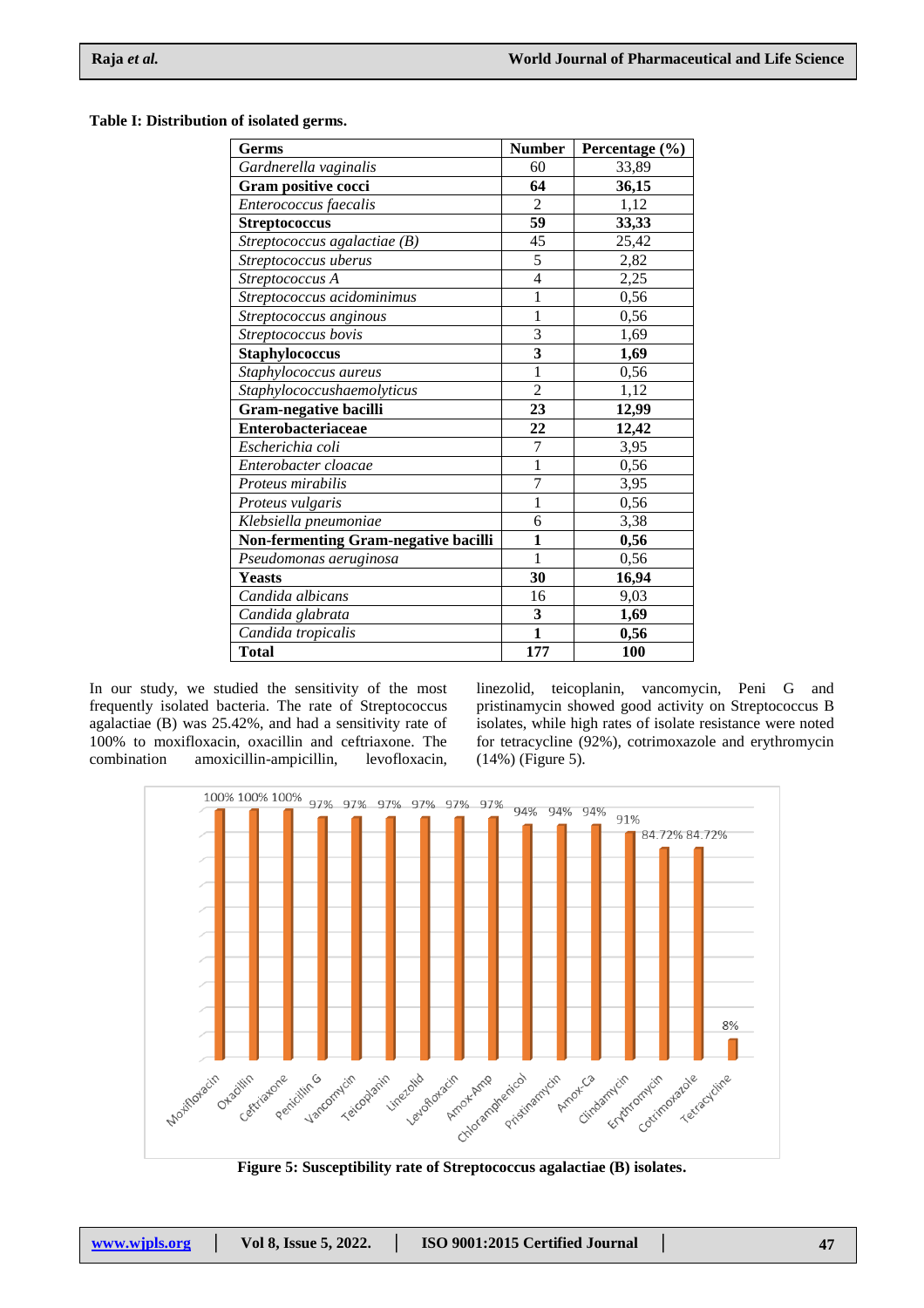**Table I: Distribution of isolated germs.**

| Germs | Number | Percentage (%) |
|---|---|---|
| *Gardnerella vaginalis* | 60 | 33,89 |
| **Gram positive cocci** | **64** | **36,15** |
| *Enterococcus faecalis* | 2 | 1,12 |
| **Streptococcus** | **59** | **33,33** |
| *Streptococcus agalactiae (B)* | 45 | 25,42 |
| *Streptococcus uberus* | 5 | 2,82 |
| *Streptococcus A* | 4 | 2,25 |
| *Streptococcus acidominimus* | 1 | 0,56 |
| *Streptococcus anginous* | 1 | 0,56 |
| *Streptococcus bovis* | 3 | 1,69 |
| **Staphylococcus** | **3** | **1,69** |
| *Staphylococcus aureus* | 1 | 0,56 |
| *Staphylococcushaemolyticus* | 2 | 1,12 |
| **Gram-negative bacilli** | **23** | **12,99** |
| **Enterobacteriaceae** | **22** | **12,42** |
| *Escherichia coli* | 7 | 3,95 |
| *Enterobacter cloacae* | 1 | 0,56 |
| *Proteus mirabilis* | 7 | 3,95 |
| *Proteus vulgaris* | 1 | 0,56 |
| *Klebsiella pneumoniae* | 6 | 3,38 |
| **Non-fermenting Gram-negative bacilli** | **1** | **0,56** |
| *Pseudomonas aeruginosa* | 1 | 0,56 |
| **Yeasts** | **30** | **16,94** |
| *Candida albicans* | 16 | 9,03 |
| *Candida glabrata* | **3** | **1,69** |
| *Candida tropicalis* | **1** | **0,56** |
| **Total** | **177** | **100** |

In our study, we studied the sensitivity of the most frequently isolated bacteria. The rate of Streptococcus agalactiae (B) was 25.42%, and had a sensitivity rate of 100% to moxifloxacin, oxacillin and ceftriaxone. The combination amoxicillin-ampicillin, levofloxacin, linezolid, teicoplanin, vancomycin, Peni G and pristinamycin showed good activity on Streptococcus B isolates, while high rates of isolate resistance were noted for tetracycline (92%), cotrimoxazole and erythromycin (14%) (Figure 5).

| Antibiotic | Susceptibility rate |
|---|---|
| Moxifloxacin | 100% |
| Oxacillin | 100% |
| Ceftriaxone | 100% |
| Penicillin G | 97% |
| Vancomycin | 97% |
| Teicoplanin | 97% |
| Linezolid | 97% |
| Levofloxacin | 97% |
| Amox-Amp | 97% |
| Chloramphenicol | 94% |
| Pristinamycin | 94% |
| Amox-Ca | 94% |
| Clindamycin | 91% |
| Erythromycin | 84.72% |
| Cotrimoxazole | 84.72% |
| Tetracycline | 8% |

**Figure 5: Susceptibility rate of Streptococcus agalactiae (B) isolates.**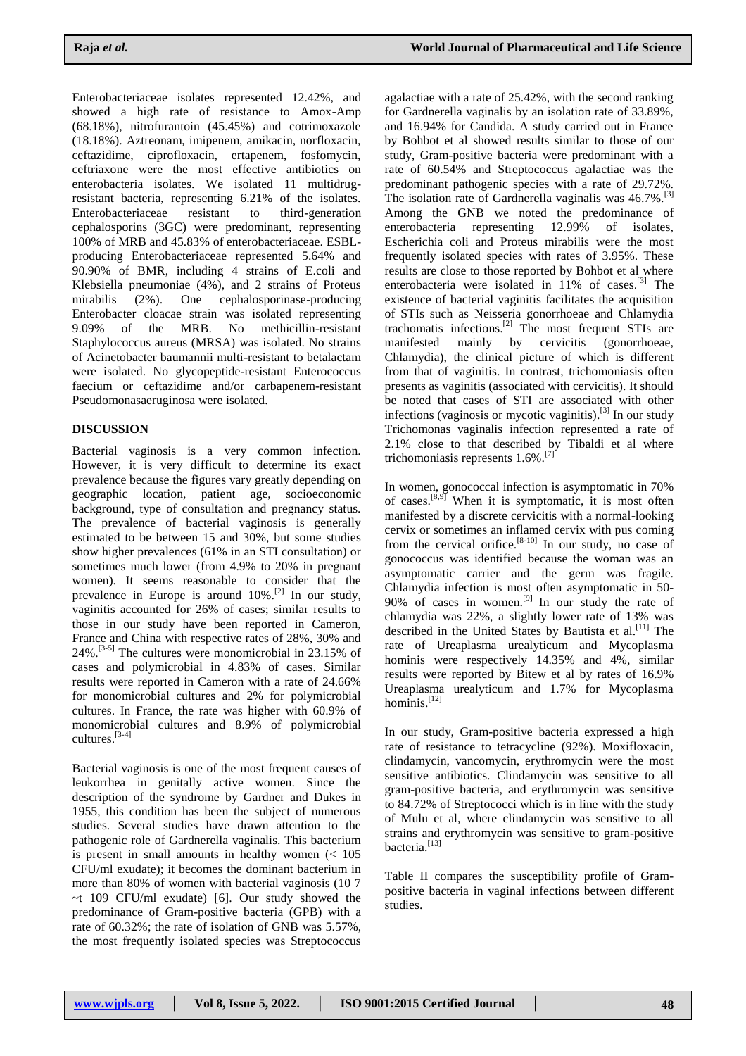Enterobacteriaceae isolates represented 12.42%, and showed a high rate of resistance to Amox-Amp (68.18%), nitrofurantoin (45.45%) and cotrimoxazole (18.18%). Aztreonam, imipenem, amikacin, norfloxacin, ceftazidime, ciprofloxacin, ertapenem, fosfomycin, ceftriaxone were the most effective antibiotics on enterobacteria isolates. We isolated 11 multidrug-resistant bacteria, representing 6.21% of the isolates. Enterobacteriaceae resistant to third-generation cephalosporins (3GC) were predominant, representing 100% of MRB and 45.83% of enterobacteriaceae. ESBL-producing Enterobacteriaceae represented 5.64% and 90.90% of BMR, including 4 strains of E.coli and Klebsiella pneumoniae (4%), and 2 strains of Proteus mirabilis (2%). One cephalosporinase-producing Enterobacter cloacae strain was isolated representing 9.09% of the MRB. No methicillin-resistant Staphylococcus aureus (MRSA) was isolated. No strains of Acinetobacter baumannii multi-resistant to betalactam were isolated. No glycopeptide-resistant Enterococcus faecium or ceftazidime and/or carbapenem-resistant Pseudomonasaeruginosa were isolated.

## DISCUSSION

Bacterial vaginosis is a very common infection. However, it is very difficult to determine its exact prevalence because the figures vary greatly depending on geographic location, patient age, socioeconomic background, type of consultation and pregnancy status. The prevalence of bacterial vaginosis is generally estimated to be between 15 and 30%, but some studies show higher prevalences (61% in an STI consultation) or sometimes much lower (from 4.9% to 20% in pregnant women). It seems reasonable to consider that the prevalence in Europe is around 10%.[2] In our study, vaginitis accounted for 26% of cases; similar results to those in our study have been reported in Cameron, France and China with respective rates of 28%, 30% and 24%.[3-5] The cultures were monomicrobial in 23.15% of cases and polymicrobial in 4.83% of cases. Similar results were reported in Cameron with a rate of 24.66% for monomicrobial cultures and 2% for polymicrobial cultures. In France, the rate was higher with 60.9% of monomicrobial cultures and 8.9% of polymicrobial cultures.[3-4]

Bacterial vaginosis is one of the most frequent causes of leukorrhea in genitally active women. Since the description of the syndrome by Gardner and Dukes in 1955, this condition has been the subject of numerous studies. Several studies have drawn attention to the pathogenic role of Gardnerella vaginalis. This bacterium is present in small amounts in healthy women (< 105 CFU/ml exudate); it becomes the dominant bacterium in more than 80% of women with bacterial vaginosis (10 7 ~t 109 CFU/ml exudate) [6]. Our study showed the predominance of Gram-positive bacteria (GPB) with a rate of 60.32%; the rate of isolation of GNB was 5.57%, the most frequently isolated species was Streptococcus agalactiae with a rate of 25.42%, with the second ranking for Gardnerella vaginalis by an isolation rate of 33.89%, and 16.94% for Candida. A study carried out in France by Bohbot et al showed results similar to those of our study, Gram-positive bacteria were predominant with a rate of 60.54% and Streptococcus agalactiae was the predominant pathogenic species with a rate of 29.72%. The isolation rate of Gardnerella vaginalis was 46.7%.[3] Among the GNB we noted the predominance of enterobacteria representing 12.99% of isolates, Escherichia coli and Proteus mirabilis were the most frequently isolated species with rates of 3.95%. These results are close to those reported by Bohbot et al where enterobacteria were isolated in 11% of cases.[3] The existence of bacterial vaginitis facilitates the acquisition of STIs such as Neisseria gonorrhoeae and Chlamydia trachomatis infections.[2] The most frequent STIs are manifested mainly by cervicitis (gonorrhoeae, Chlamydia), the clinical picture of which is different from that of vaginitis. In contrast, trichomoniasis often presents as vaginitis (associated with cervicitis). It should be noted that cases of STI are associated with other infections (vaginosis or mycotic vaginitis).[3] In our study Trichomonas vaginalis infection represented a rate of 2.1% close to that described by Tibaldi et al where trichomoniasis represents 1.6%.[7]

In women, gonococcal infection is asymptomatic in 70% of cases.[8,9] When it is symptomatic, it is most often manifested by a discrete cervicitis with a normal-looking cervix or sometimes an inflamed cervix with pus coming from the cervical orifice.[8-10] In our study, no case of gonococcus was identified because the woman was an asymptomatic carrier and the germ was fragile. Chlamydia infection is most often asymptomatic in 50-90% of cases in women.[9] In our study the rate of chlamydia was 22%, a slightly lower rate of 13% was described in the United States by Bautista et al.[11] The rate of Ureaplasma urealyticum and Mycoplasma hominis were respectively 14.35% and 4%, similar results were reported by Bitew et al by rates of 16.9% Ureaplasma urealyticum and 1.7% for Mycoplasma hominis.[12]

In our study, Gram-positive bacteria expressed a high rate of resistance to tetracycline (92%). Moxifloxacin, clindamycin, vancomycin, erythromycin were the most sensitive antibiotics. Clindamycin was sensitive to all gram-positive bacteria, and erythromycin was sensitive to 84.72% of Streptococci which is in line with the study of Mulu et al, where clindamycin was sensitive to all strains and erythromycin was sensitive to gram-positive bacteria.[13]

Table II compares the susceptibility profile of Gram-positive bacteria in vaginal infections between different studies.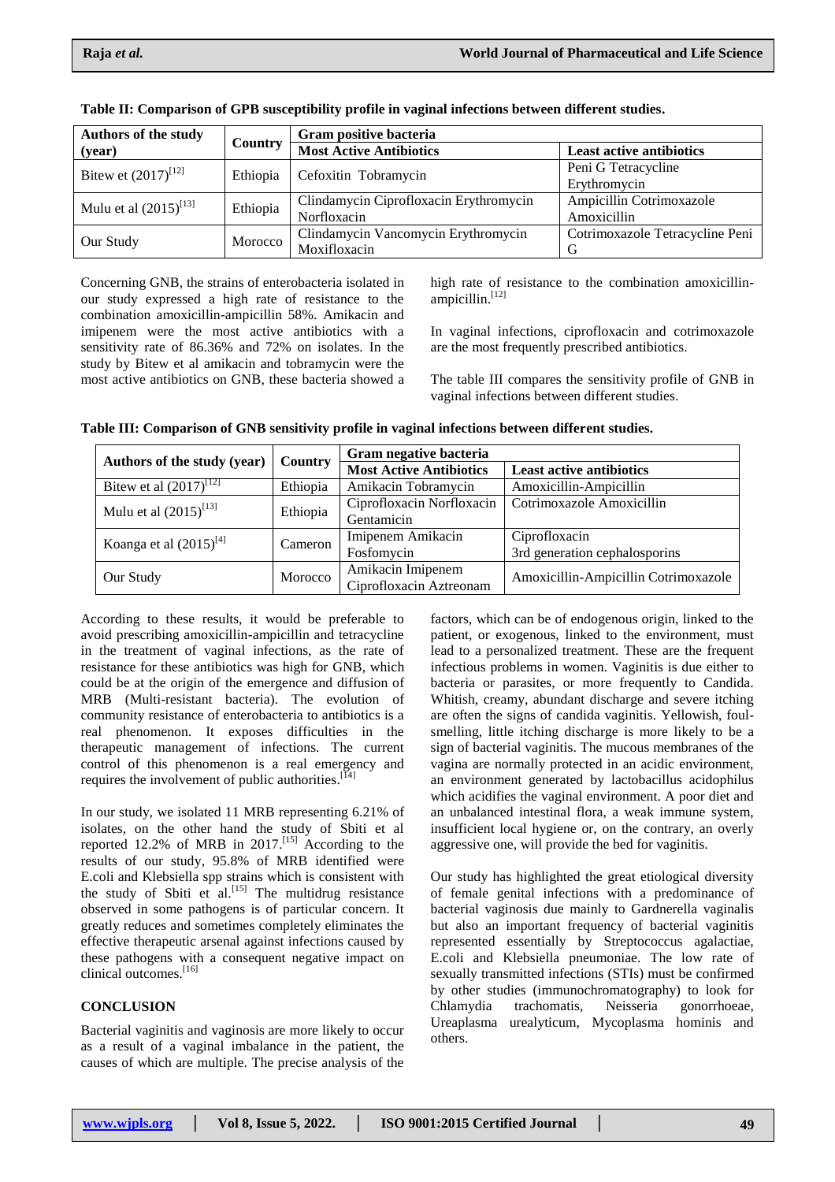**Table II: Comparison of GPB susceptibility profile in vaginal infections between different studies.**

| Authors of the study (year) | Country | Gram positive bacteria | |
|---|---|---|---|
| | | **Most Active Antibiotics** | **Least active antibiotics** |
| Bitew et (2017)[12] | Ethiopia | Cefoxitin Tobramycin | Peni G Tetracycline Erythromycin |
| Mulu et al (2015)[13] | Ethiopia | Clindamycin Ciprofloxacin Erythromycin Norfloxacin | Ampicillin Cotrimoxazole Amoxicillin |
| Our Study | Morocco | Clindamycin Vancomycin Erythromycin Moxifloxacin | Cotrimoxazole Tetracycline Peni G |

Concerning GNB, the strains of enterobacteria isolated in our study expressed a high rate of resistance to the combination amoxicillin-ampicillin 58%. Amikacin and imipenem were the most active antibiotics with a sensitivity rate of 86.36% and 72% on isolates. In the study by Bitew et al amikacin and tobramycin were the most active antibiotics on GNB, these bacteria showed a high rate of resistance to the combination amoxicillin-ampicillin.[12]

In vaginal infections, ciprofloxacin and cotrimoxazole are the most frequently prescribed antibiotics.

The table III compares the sensitivity profile of GNB in vaginal infections between different studies.

**Table III: Comparison of GNB sensitivity profile in vaginal infections between different studies.**

| Authors of the study (year) | Country | Gram negative bacteria | |
|---|---|---|---|
| | | **Most Active Antibiotics** | **Least active antibiotics** |
| Bitew et al (2017)[12] | Ethiopia | Amikacin Tobramycin | Amoxicillin-Ampicillin |
| Mulu et al (2015)[13] | Ethiopia | Ciprofloxacin Norfloxacin Gentamicin | Cotrimoxazole Amoxicillin |
| Koanga et al (2015)[4] | Cameron | Imipenem Amikacin Fosfomycin | Ciprofloxacin 3rd generation cephalosporins |
| Our Study | Morocco | Amikacin Imipenem Ciprofloxacin Aztreonam | Amoxicillin-Ampicillin Cotrimoxazole |

According to these results, it would be preferable to avoid prescribing amoxicillin-ampicillin and tetracycline in the treatment of vaginal infections, as the rate of resistance for these antibiotics was high for GNB, which could be at the origin of the emergence and diffusion of MRB (Multi-resistant bacteria). The evolution of community resistance of enterobacteria to antibiotics is a real phenomenon. It exposes difficulties in the therapeutic management of infections. The current control of this phenomenon is a real emergency and requires the involvement of public authorities.[14]

In our study, we isolated 11 MRB representing 6.21% of isolates, on the other hand the study of Sbiti et al reported 12.2% of MRB in 2017.[15] According to the results of our study, 95.8% of MRB identified were E.coli and Klebsiella spp strains which is consistent with the study of Sbiti et al.[15] The multidrug resistance observed in some pathogens is of particular concern. It greatly reduces and sometimes completely eliminates the effective therapeutic arsenal against infections caused by these pathogens with a consequent negative impact on clinical outcomes.[16]

## CONCLUSION

Bacterial vaginitis and vaginosis are more likely to occur as a result of a vaginal imbalance in the patient, the causes of which are multiple. The precise analysis of the factors, which can be of endogenous origin, linked to the patient, or exogenous, linked to the environment, must lead to a personalized treatment. These are the frequent infectious problems in women. Vaginitis is due either to bacteria or parasites, or more frequently to Candida. Whitish, creamy, abundant discharge and severe itching are often the signs of candida vaginitis. Yellowish, foul-smelling, little itching discharge is more likely to be a sign of bacterial vaginitis. The mucous membranes of the vagina are normally protected in an acidic environment, an environment generated by lactobacillus acidophilus which acidifies the vaginal environment. A poor diet and an unbalanced intestinal flora, a weak immune system, insufficient local hygiene or, on the contrary, an overly aggressive one, will provide the bed for vaginitis.

Our study has highlighted the great etiological diversity of female genital infections with a predominance of bacterial vaginosis due mainly to Gardnerella vaginalis but also an important frequency of bacterial vaginitis represented essentially by Streptococcus agalactiae, E.coli and Klebsiella pneumoniae. The low rate of sexually transmitted infections (STIs) must be confirmed by other studies (immunochromatography) to look for Chlamydia trachomatis, Neisseria gonorrhoeae, Ureaplasma urealyticum, Mycoplasma hominis and others.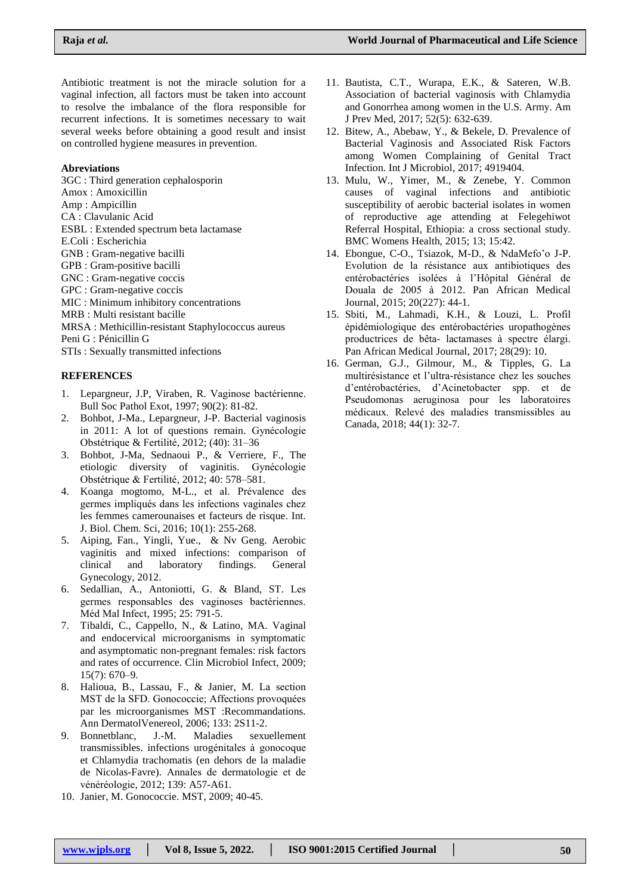Antibiotic treatment is not the miracle solution for a vaginal infection, all factors must be taken into account to resolve the imbalance of the flora responsible for recurrent infections. It is sometimes necessary to wait several weeks before obtaining a good result and insist on controlled hygiene measures in prevention.

**Abreviations**

3GC : Third generation cephalosporin
Amox : Amoxicillin
Amp : Ampicillin
CA : Clavulanic Acid
ESBL : Extended spectrum beta lactamase
E.Coli : Escherichia
GNB : Gram-negative bacilli
GPB : Gram-positive bacilli
GNC : Gram-negative coccis
GPC : Gram-negative coccis
MIC : Minimum inhibitory concentrations
MRB : Multi resistant bacille
MRSA : Methicillin-resistant Staphylococcus aureus
Peni G : Pénicillin G
STIs : Sexually transmitted infections

## REFERENCES

1. Lepargneur, J.P, Viraben, R. Vaginose bactérienne. Bull Soc Pathol Exot, 1997; 90(2): 81-82.
2. Bohbot, J-Ma., Lepargneur, J-P. Bacterial vaginosis in 2011: A lot of questions remain. Gynécologie Obstétrique & Fertilité, 2012; (40): 31–36
3. Bohbot, J-Ma, Sednaoui P., & Verriere, F., The etiologic diversity of vaginitis. Gynécologie Obstétrique & Fertilité, 2012; 40: 578–581.
4. Koanga mogtomo, M-L., et al. Prévalence des germes impliqués dans les infections vaginales chez les femmes camerounaises et facteurs de risque. Int. J. Biol. Chem. Sci, 2016; 10(1): 255-268.
5. Aiping, Fan., Yingli, Yue., & Nv Geng. Aerobic vaginitis and mixed infections: comparison of clinical and laboratory findings. General Gynecology, 2012.
6. Sedallian, A., Antoniotti, G. & Bland, ST. Les germes responsables des vaginoses bactériennes. Méd Mal Infect, 1995; 25: 791-5.
7. Tibaldi, C., Cappello, N., & Latino, MA. Vaginal and endocervical microorganisms in symptomatic and asymptomatic non-pregnant females: risk factors and rates of occurrence. Clin Microbiol Infect, 2009; 15(7): 670–9.
8. Halioua, B., Lassau, F., & Janier, M. La section MST de la SFD. Gonococcie; Affections provoquées par les microorganismes MST :Recommandations. Ann DermatolVenereol, 2006; 133: 2S11-2.
9. Bonnetblanc, J.-M. Maladies sexuellement transmissibles. infections urogénitales à gonocoque et Chlamydia trachomatis (en dehors de la maladie de Nicolas-Favre). Annales de dermatologie et de vénéréologie, 2012; 139: A57-A61.
10. Janier, M. Gonococcie. MST, 2009; 40-45.
11. Bautista, C.T., Wurapa, E.K., & Sateren, W.B. Association of bacterial vaginosis with Chlamydia and Gonorrhea among women in the U.S. Army. Am J Prev Med, 2017; 52(5): 632-639.
12. Bitew, A., Abebaw, Y., & Bekele, D. Prevalence of Bacterial Vaginosis and Associated Risk Factors among Women Complaining of Genital Tract Infection. Int J Microbiol, 2017; 4919404.
13. Mulu, W., Yimer, M., & Zenebe, Y. Common causes of vaginal infections and antibiotic susceptibility of aerobic bacterial isolates in women of reproductive age attending at Felegehiwot Referral Hospital, Ethiopia: a cross sectional study. BMC Womens Health, 2015; 13; 15:42.
14. Ebongue, C-O., Tsiazok, M-D., & NdaMefo'o J-P. Evolution de la résistance aux antibiotiques des entérobactéries isolées à l'Hôpital Général de Douala de 2005 à 2012. Pan African Medical Journal, 2015; 20(227): 44-1.
15. Sbiti, M., Lahmadi, K.H., & Louzi, L. Profil épidémiologique des entérobactéries uropathogènes productrices de bêta- lactamases à spectre élargi. Pan African Medical Journal, 2017; 28(29): 10.
16. German, G.J., Gilmour, M., & Tipples, G. La multirésistance et l'ultra-résistance chez les souches d'entérobactéries, d'Acinetobacter spp. et de Pseudomonas aeruginosa pour les laboratoires médicaux. Relevé des maladies transmissibles au Canada, 2018; 44(1): 32-7.